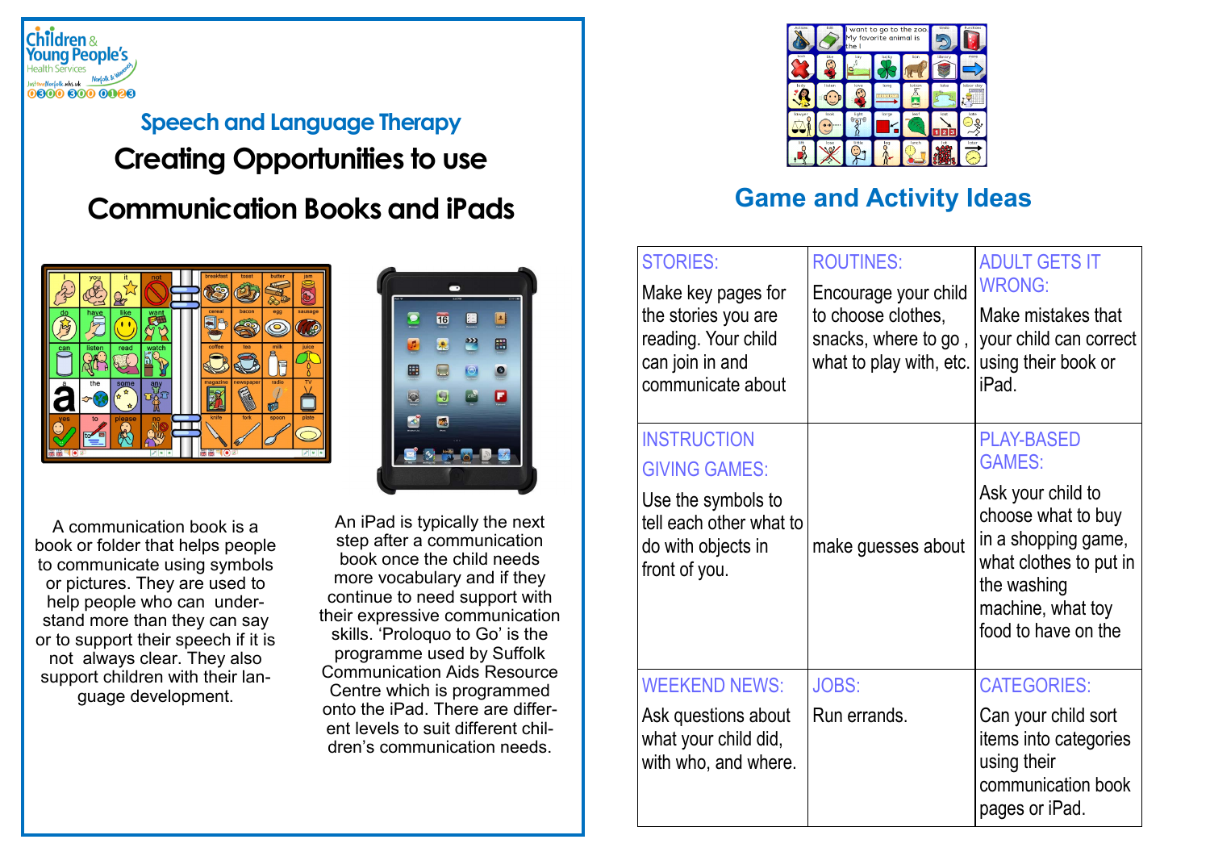Children & Young People's Health Services

JustOneNorfolk.nhs.uk

0300 300 0123

## Speech and Language Therapy

# Creating Opportunities to use Communication Books and iPads

A communication book is a book or folder that helps people to communicate using symbols or pictures. They are used to help people who can understand more than they can say or to support their speech if it is not always clear. They also support children with their language development.

An iPad is typically the next step after a communication book once the child needs more vocabulary and if they continue to need support with their expressive communication skills. 'Proloquo to Go' is the programme used by Suffolk Communication Aids Resource Centre which is programmed onto the iPad. There are different levels to suit different children's communication needs.

## Game and Activity Ideas

| STORIES: Make key pages for the stories you are reading. Your child can join in and communicate about | ROUTINES: Encourage your child to choose clothes, snacks, where to go , what to play with, etc. | ADULT GETS IT WRONG: Make mistakes that your child can correct using their book or iPad. |
|---|---|---|
| INSTRUCTION GIVING GAMES: Use the symbols to tell each other what to do with objects in front of you. | make guesses about | PLAY-BASED GAMES: Ask your child to choose what to buy in a shopping game, what clothes to put in the washing machine, what toy food to have on the |
| WEEKEND NEWS: Ask questions about what your child did, with who, and where. | JOBS: Run errands. | CATEGORIES: Can your child sort items into categories using their communication book pages or iPad. |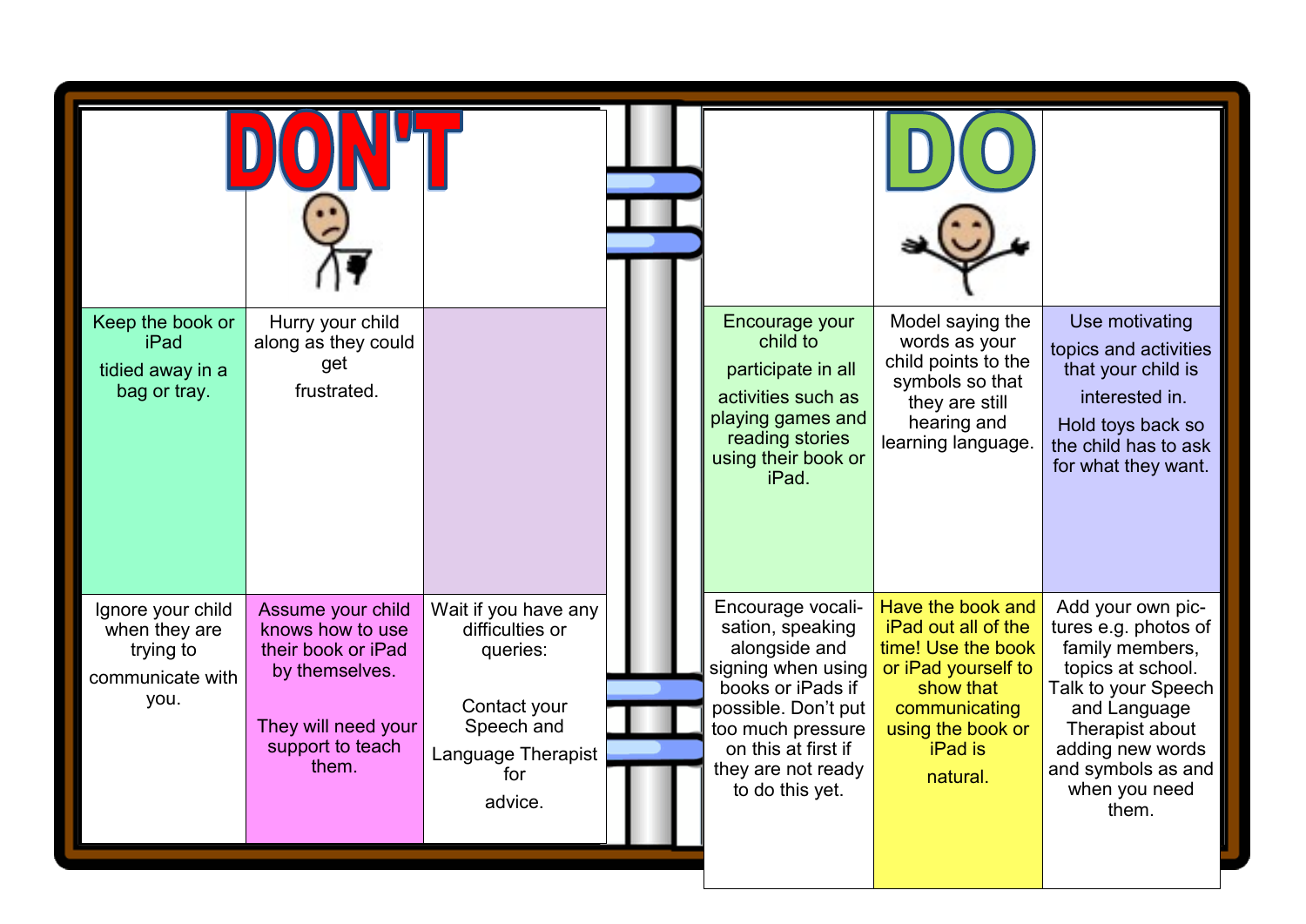## DON'T

| | | |
|---|---|---|
| Keep the book or iPad tidied away in a bag or tray. | Hurry your child along as they could get frustrated. | |
| Ignore your child when they are trying to communicate with you. | Assume your child knows how to use their book or iPad by themselves.<br><br>They will need your support to teach them. | Wait if you have any difficulties or queries:<br><br>Contact your Speech and Language Therapist for advice. |

## DO

| | | |
|---|---|---|
| Encourage your child to participate in all activities such as playing games and reading stories using their book or iPad. | Model saying the words as your child points to the symbols so that they are still hearing and learning language. | Use motivating topics and activities that your child is interested in.<br><br>Hold toys back so the child has to ask for what they want. |
| Encourage vocalisation, speaking alongside and signing when using books or iPads if possible. Don't put too much pressure on this at first if they are not ready to do this yet. | Have the book and iPad out all of the time! Use the book or iPad yourself to show that communicating using the book or iPad is natural. | Add your own pictures e.g. photos of family members, topics at school. Talk to your Speech and Language Therapist about adding new words and symbols as and when you need them. |